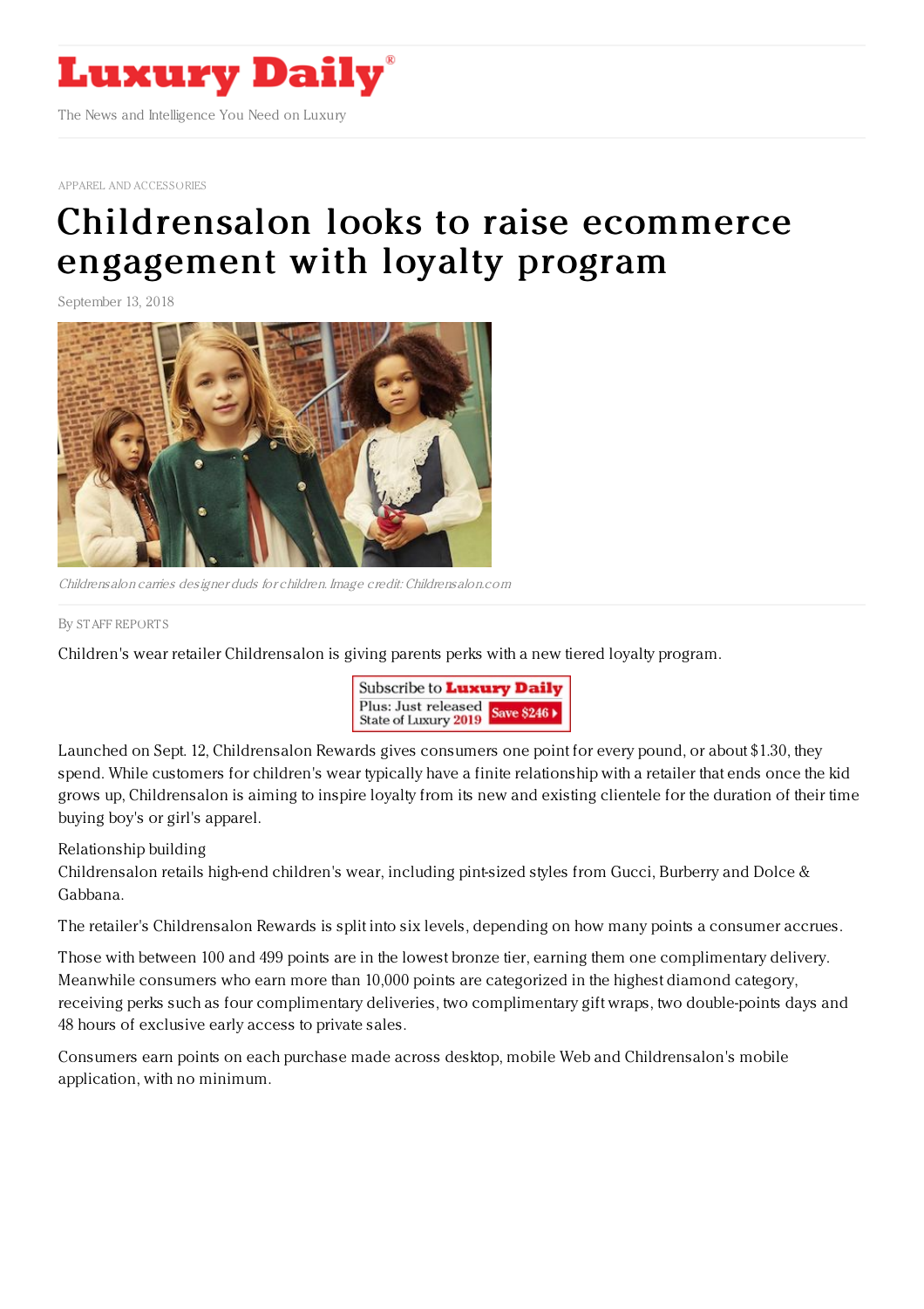# Luxury Daily

The News and Intelligence You Need on Luxury

APPAREL AND ACCESSORIES

# Childrensalon looks to raise ecommerce engagement with loyalty program

September 13, 2018

*Childrensalon carries designer duds for children. Image credit: Childrensalon.com*

By STAFF REPORTS

Children's wear retailer Childrensalon is giving parents perks with a new tiered loyalty program.

Launched on Sept. 12, Childrensalon Rewards gives consumers one point for every pound, or about $1.30, they spend. While customers for children's wear typically have a finite relationship with a retailer that ends once the kid grows up, Childrensalon is aiming to inspire loyalty from its new and existing clientele for the duration of their time buying boy's or girl's apparel.

Relationship building

Childrensalon retails high-end children's wear, including pint-sized styles from Gucci, Burberry and Dolce & Gabbana.

The retailer's Childrensalon Rewards is split into six levels, depending on how many points a consumer accrues.

Those with between 100 and 499 points are in the lowest bronze tier, earning them one complimentary delivery. Meanwhile consumers who earn more than 10,000 points are categorized in the highest diamond category, receiving perks such as four complimentary deliveries, two complimentary gift wraps, two double-points days and 48 hours of exclusive early access to private sales.

Consumers earn points on each purchase made across desktop, mobile Web and Childrensalon's mobile application, with no minimum.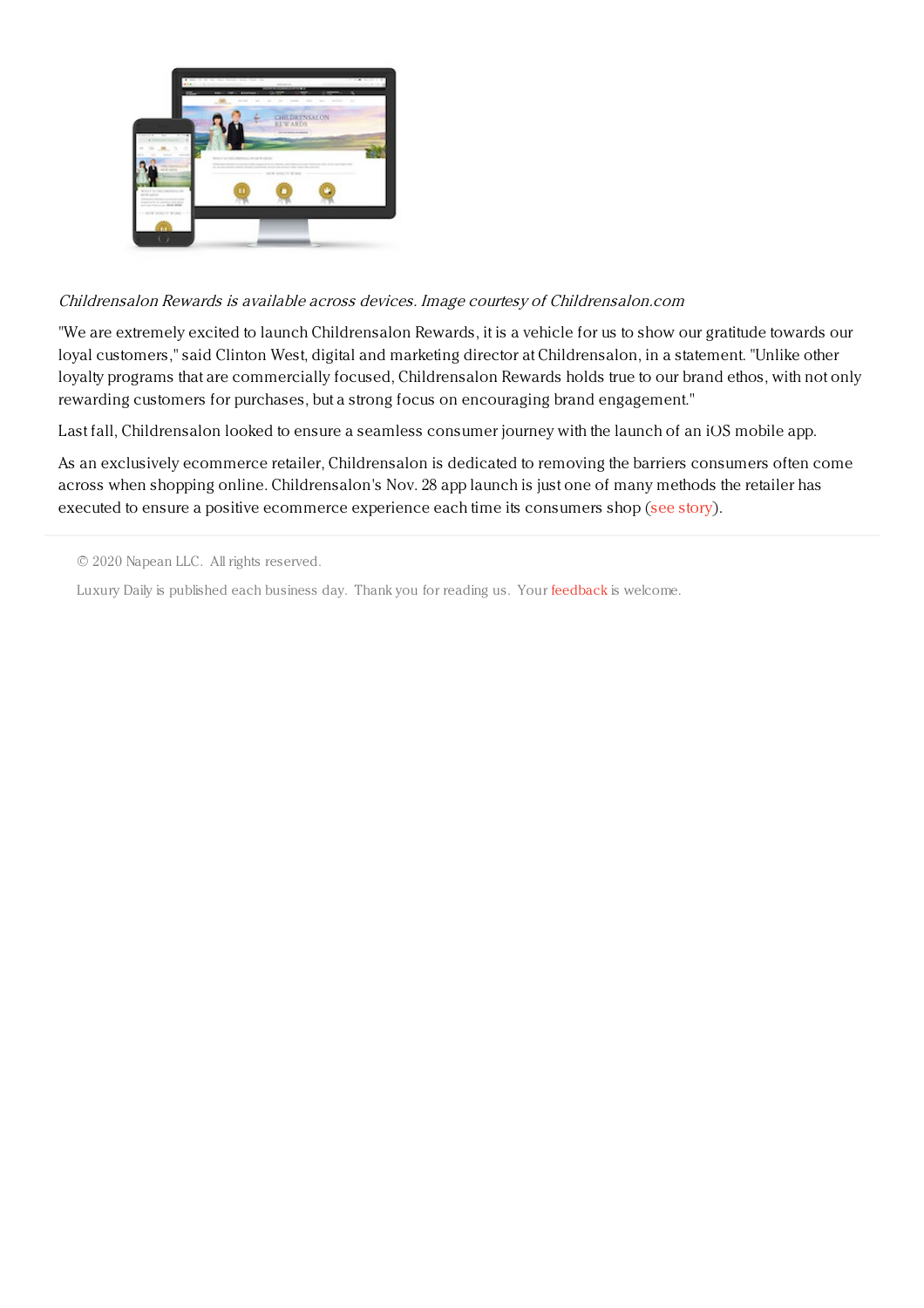*Childrensalon Rewards is available across devices. Image courtesy of Childrensalon.com*

"We are extremely excited to launch Childrensalon Rewards, it is a vehicle for us to show our gratitude towards our loyal customers," said Clinton West, digital and marketing director at Childrensalon, in a statement. "Unlike other loyalty programs that are commercially focused, Childrensalon Rewards holds true to our brand ethos, with not only rewarding customers for purchases, but a strong focus on encouraging brand engagement."

Last fall, Childrensalon looked to ensure a seamless consumer journey with the launch of an iOS mobile app.

As an exclusively ecommerce retailer, Childrensalon is dedicated to removing the barriers consumers often come across when shopping online. Childrensalon's Nov. 28 app launch is just one of many methods the retailer has executed to ensure a positive ecommerce experience each time its consumers shop (see story).

© 2020 Napean LLC. All rights reserved.

Luxury Daily is published each business day. Thank you for reading us. Your feedback is welcome.